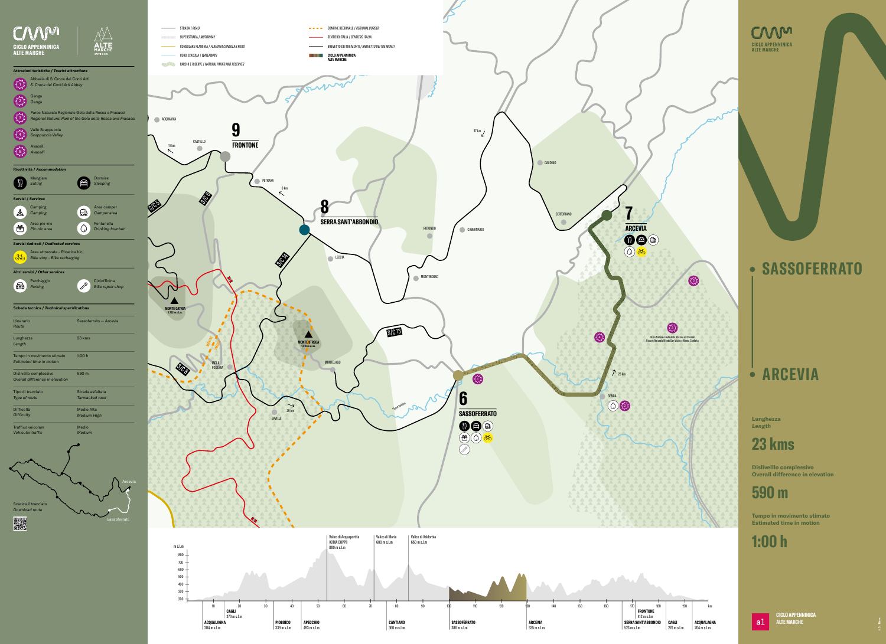# CICLO APPENNINICA ALTE MARCHE

ALTE MARCHE OUTDOOR

## Attrazioni turistiche / *Tourist attractions*

1. Abbazia di S. Croce dei Conti Atti
   *S. Croce dei Conti Atti Abbey*
2. Genga
   *Genga*
3. Parco Naturale Regionale Gola della Rossa e Frasassi
   *Regional Natural Park of the Gola della Rossa and Frasassi*
4. Valle Scappuccia
   *Scappuccia Valley*
5. Avacelli
   *Avacelli*

## Ricettività / *Accommodation*

- Mangiare / *Eating*
- Dormire / *Sleeping*

## Servizi / *Services*

- Camping / *Camping*
- Area camper / *Camper area*
- Area pic-nic / *Pic-nic area*
- Fontanella / *Drinking fountain*

## Servizi dedicati / *Dedicated services*

- Area attrezzata - Ricarica bici / *Bike stop - Bike recharging*

## Altri servizi / *Other services*

- Parcheggio / *Parking*
- Ciclofficina / *Bike repair shop*

## Scheda tecnica / *Technical specifications*

| | |
|---|---|
| Itinerario / *Route* | Sassoferrato — Arcevia |
| Lunghezza / *Length* | 23 kms |
| Tempo in movimento stimato / *Estimated time in motion* | 1:00 h |
| Dislivello complessivo / *Overall difference in elevation* | 590 m |
| Tipo di tracciato / *Type of route* | Strada asfaltata / *Tarmacked road* |
| Difficoltà / *Difficulty* | Medio Alta / *Medium High* |
| Traffico veicolare / *Vehicular traffic* | Medio / *Medium* |

Scarica il tracciato
*Download route*

Arcevia
Sassoferrato

## Legenda

- STRADA / *ROAD*
- SUPERSTRADA / *MOTORWAY*
- CONSOLARE FLAMINIA / *FLAMINIA CONSULAR ROAD*
- CORSI D'ACQUA / *WATERWAYS*
- PARCHI E RISERVE / *NATURAL PARKS AND RESERVES*
- CONFINE REGIONALE / *REGIONAL BORDER*
- SENTIERO ITALIA / *SENTIERO ITALIA*
- BREVETTO DEI TRE MONTI / *BREVETTO DEI TRE MONTI*
- CICLO APPENNINICA ALTE MARCHE

## Mappa

9 FRONTONE — 8 SERRA SANT'ABBONDIO — 7 ARCEVIA — 6 SASSOFERRATO

ACQUAVIVA, CASTELLO, PETRARA, LECCIA, ROTONDO, CABERNARDI, MONTEROSSO, CAUDINO, CERTOPIANO, MONTELAGO, ISOLA FOSSARA, CAVALLE, GENGA

MONTE CATRIA 1.701 m s.l.m.
MONTE STREGA 1.276 m s.l.m.

Parco Naturale Gola della Rossa e di Frasassi
Riserva Naturale Monte San Vicino e Monte Canfaito

11 km — 8 km — 37 km — 23 km — 29 km

## Profilo altimetrico

| Località | Altitudine |
|---|---|
| ACQUALAGNA | 204 m s.l.m. |
| CAGLI | 276 m s.l.m. |
| PIOBBICO | 339 m s.l.m. |
| APECCHIO | 493 m s.l.m. |
| Valico di Acquapartita (CIMA COPPI) | 860 m s.l.m. |
| Valico di Moria | 600 m s.l.m. |
| CANTIANO | 360 m s.l.m. |
| Valico di Valdorbia | 660 m s.l.m. |
| SASSOFERRATO | 386 m s.l.m. |
| ARCEVIA | 535 m s.l.m. |
| SERRA SANT'ABBONDIO | 529 m s.l.m. |
| FRONTONE | 412 m s.l.m. |
| CAGLI | 276 m s.l.m. |
| ACQUALAGNA | 204 m s.l.m. |

# SASSOFERRATO — ARCEVIA

**Lunghezza** / *Length*

# 23 kms

**Dislivello complessivo** / **Overall difference in elevation**

# 590 m

**Tempo in movimento stimato** / **Estimated time in motion**

# 1:00 h

CICLO APPENNINICA ALTE MARCHE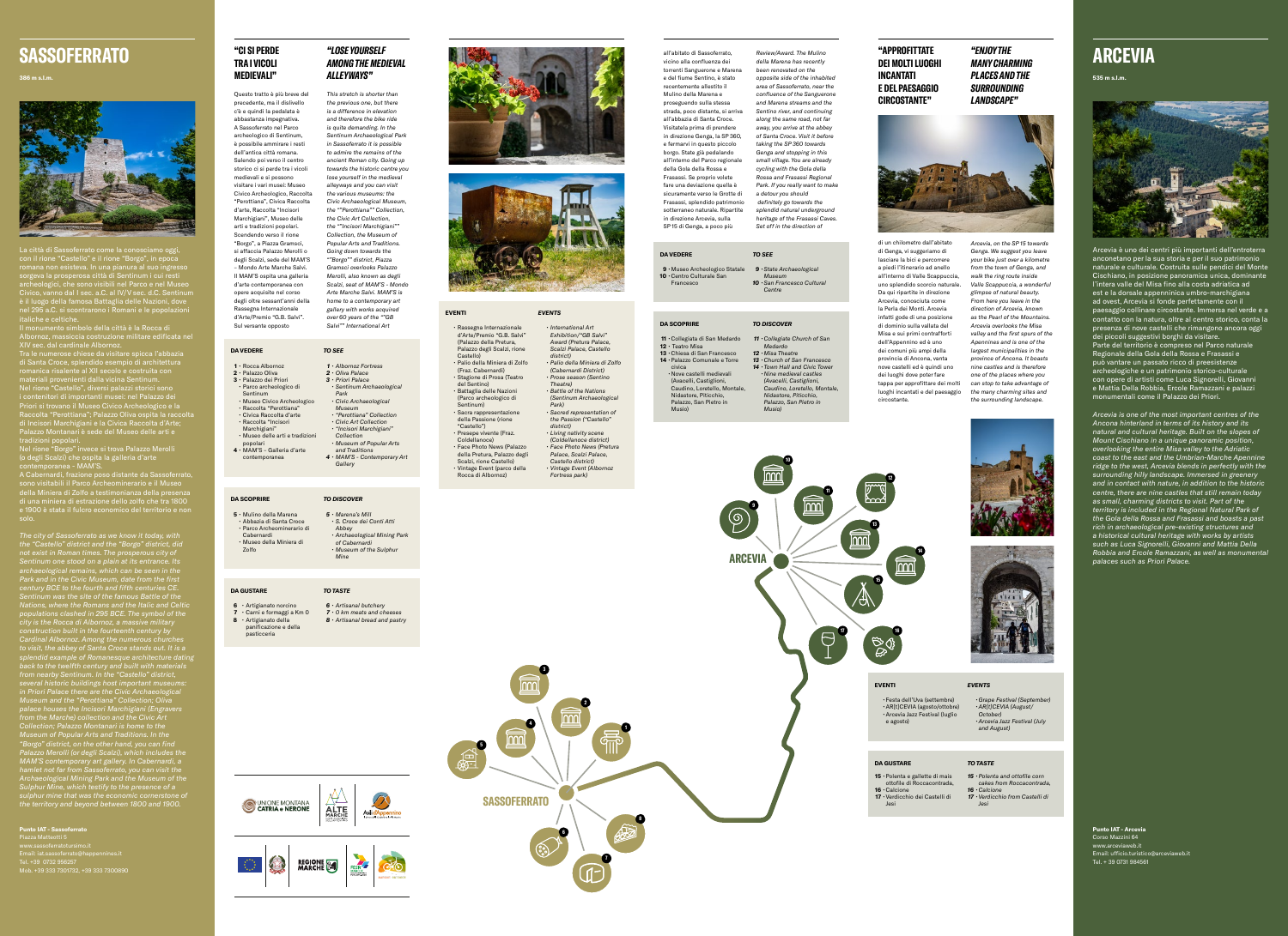# SASSOFERRATO

386 m s.l.m.

La città di Sassoferrato come la conosciamo oggi, con il rione "Castello" e il rione "Borgo", in epoca romana non esisteva. In una pianura al suo ingresso sorgeva la prosperosa città di Sentinum i cui resti archeologici, che sono visibili nel Parco e nel Museo Civico, vanno dal I sec. a.C. al IV/V sec. d.C. Sentinum è il luogo della famosa Battaglia delle Nazioni, dove nel 295 a.C. si scontrarono i Romani e le popolazioni italiche e celtiche.

Il monumento simbolo della città è la Rocca di Albornoz, massiccia costruzione militare edificata nel XIV sec. dal cardinale Albornoz.

Tra le numerose chiese da visitare spicca l'abbazia di Santa Croce, splendido esempio di architettura romanica risalente al XII secolo e costruita con materiali provenienti dalla vicina Sentinum.

Nel rione "Castello", diversi palazzi storici sono i contenitori di importanti musei: nel Palazzo dei Priori si trovano il Museo Civico Archeologico e la Raccolta "Perottiana"; Palazzo Oliva ospita la raccolta di Incisori Marchigiani e la Civica Raccolta d'Arte; Palazzo Montanari è sede del Museo delle arti e tradizioni popolari.

Nel rione "Borgo" invece si trova Palazzo Merolli (o degli Scalzi) che ospita la galleria d'arte contemporanea – MAM'S.

A Cabernardi, frazione poso distante da Sassoferrato, sono visitabili il Parco Archeominerario e il Museo della Miniera di Zolfo a testimonianza della presenza di una miniera di estrazione dello zolfo che tra 1800 e 1900 è stata il fulcro economico del territorio e non solo.

*The city of Sassoferrato as we know it today, with the "Castello" district and the "Borgo" district, did not exist in Roman times. The prosperous city of Sentinum one stood on a plain at its entrance. Its archaeological remains, which can be seen in the Park and in the Civic Museum, date from the first century BCE to the fourth and fifth centuries CE. Sentinum was the site of the famous Battle of the Nations, where the Romans and the Italic and Celtic populations clashed in 295 BCE. The symbol of the city is the Rocca di Albornoz, a massive military construction built in the fourteenth century by Cardinal Albornoz. Among the numerous churches to visit, the abbey of Santa Croce stands out. It is a splendid example of Romanesque architecture dating back to the twelfth century and built with materials from nearby Sentinum. In the "Castello" district, several historic buildings host important museums: in Priori Palace there are the Civic Archaeological Museum and the "Perottiana" Collection; Oliva palace houses the Incisori Marchigiani (Engravers from the Marche) collection and the Civic Art Collection; Palazzo Montanari is home to the Museum of Popular Arts and Traditions. In the "Borgo" district, on the other hand, you can find Palazzo Merolli (or degli Scalzi), which includes the MAM'S contemporary art gallery. In Cabernardi, a hamlet not far from Sassoferrato, you can visit the Archaeological Mining Park and the Museum of the Sulphur Mine, which testify to the presence of a sulphur mine that was the economic cornerstone of the territory and beyond between 1800 and 1900.*

**Punto IAT - Sassoferrato**
Piazza Matteotti 5
www.sassoferratoturismo.it
Email: iat.sassoferrato@happennines.it
Tel. +39 0732 956257
Mob. +39 333 7301732, +39 333 7300890

## "CI SI PERDE TRA I VICOLI MEDIEVALI"

Questo tratto è più breve del precedente, ma il dislivello c'è e quindi la pedalata è abbastanza impegnativa. A Sassoferrato nel Parco archeologico di Sentinum, è possibile ammirare i resti dell'antica città romana. Salendo poi verso il centro storico ci si perde tra i vicoli medievali e si possono visitare i vari musei: Museo Civico Archeologico, Raccolta "Perottiana", Civica Raccolta d'arte, Raccolta "Incisori Marchigiani", Museo delle arti e tradizioni popolari. Scendendo verso il rione "Borgo", a Piazza Gramsci, si affaccia Palazzo Merolli o degli Scalzi, sede del MAM'S – Mondo Arte Marche Salvi. Il MAM'S ospita una galleria d'arte contemporanea con opere acquisite nel corso degli oltre sessant'anni della Rassegna Internazionale d'Arte/Premio "G.B. Salvi". Sul versante opposto all'abitato di Sassoferrato, vicino alla confluenza dei torrenti Sanguerone e Marena e del fiume Sentino, è stato recentemente allestito il Mulino della Marena e proseguendo sulla stessa strada, poco distante, si arriva all'abbazia di Santa Croce. Visitatela prima di prendere in direzione Genga, la SP 360, e fermarvi in questo piccolo borgo. State già pedalando all'interno del Parco regionale della Gola della Rossa e Frasassi. Se proprio volete fare una deviazione quella è sicuramente verso le Grotte di Frasassi, splendido patrimonio sotterraneo naturale. Ripartite in direzione Arcevia, sulla SP15 di Genga, a poco più di un chilometro dall'abitato di Genga, vi suggeriamo di lasciare la bici e percorrere a piedi l'itinerario ad anello all'interno di Valle Scappuccia, uno splendido scorcio naturale. Da qui ripartite in direzione Arcevia, conosciuta come la Perla dei Monti. Arcevia infatti gode di una posizione di dominio sulla vallata del Misa e sui primi contrafforti dell'Appennino ed è uno dei comuni più ampi della provincia di Ancona, vanta nove castelli ed è quindi uno dei luoghi dove poter fare tappa per approfittare dei molti luoghi incantati e del paesaggio circostante.

## *"LOSE YOURSELF AMONG THE MEDIEVAL ALLEYWAYS"*

*This stretch is shorter than the previous one, but there is a difference in elevation and therefore the bike ride is quite demanding. In the Sentinum Archaeological Park in Sassoferrato it is possible to admire the remains of the ancient Roman city. Going up towards the historic centre you lose yourself in the medieval alleyways and you can visit the various museums: the Civic Archaeological Museum, the ""Perottiana"" Collection, the Civic Art Collection, the ""Incisori Marchigiani"" Collection, the Museum of Popular Arts and Traditions. Going down towards the ""Borgo"" district, Piazza Gramsci overlooks Palazzo Merolli, also known as degli Scalzi, seat of MAM'S - Mondo Arte Marche Salvi. MAM'S is home to a contemporary art gallery with works acquired over 60 years of the ""GB Salvi"" International Art Review/Award. The Mulino della Marena has recently been renovated on the opposite side of the inhabited area of Sassoferrato, near the confluence of the Sanguerone and Marena streams and the Sentino river, and continuing along the same road, not far away, you arrive at the abbey of Santa Croce. Visit it before taking the SP 360 towards Genga and stopping in this small village. You are already cycling with the Gola della Rossa and Frasassi Regional Park. If you really want to make a detour you should definitely go towards the splendid natural underground heritage of the Frasassi Caves. Set off in the direction of Arcevia, on the SP15 towards Genga. We suggest you leave your bike just over a kilometre from the town of Genga, and walk the ring route inside Valle Scappuccia, a wonderful glimpse of natural beauty. From here you leave in the direction of Arcevia, known as the Pearl of the Mountains. Arcevia overlooks the Misa valley and the first spurs of the Apennines and is one of the largest municipalities in the province of Ancona. It boasts nine castles and is therefore one of the places where you can stop to take advantage of the many charming sites and the surrounding landscape.*

### DA VEDERE / *TO SEE*

1 · Rocca Albornoz / *Albornoz Fortress*
2 · Palazzo Oliva / *Oliva Palace*
3 · Palazzo dei Priori / *Priori Palace*
· Parco archeologico di Sentinum / *Sentinum Archaeological Park*
· Museo Civico Archeologico / *Civic Archaeological Museum*
· Raccolta "Perottiana" / *"Perottiana" Collection*
· Civica Raccolta d'arte / *Civic Art Collection*
· Raccolta "Incisori Marchigiani" / *"Incisori Marchigiani" Collection*
· Museo delle arti e tradizioni popolari / *Museum of Popular Arts and Traditions*
4 · MAM'S – Galleria d'arte contemporanea / *MAM'S - Contemporary Art Gallery*

### DA SCOPRIRE / *TO DISCOVER*

5 · Mulino della Marena / *Marena's Mill*
· Abbazia di Santa Croce / *S. Croce dei Conti Atti Abbey*
· Parco Archeominerario di Cabernardi / *Archaeological Mining Park of Cabernardi*
· Museo della Miniera di Zolfo / *Museum of the Sulphur Mine*

### DA GUSTARE / *TO TASTE*

6 · Artigianato norcino / *Artisanal butchery*
7 · Carni e formaggi a Km 0 / *0 km meats and cheeses*
8 · Artigianato della panificazione e della pasticceria / *Artisanal bread and pastry*

### EVENTI / *EVENTS*

· Rassegna Internazionale d'Arte/Premio "G.B. Salvi" (Palazzo della Pretura, Palazzo degli Scalzi, rione Castello) / *International Art Exhibition/"GB Salvi" Award (Pretura Palace, Scalzi Palace, Castello district)*
· Palio della Miniera di Zolfo (Fraz. Cabernardi) / *Palio della Miniera di Zolfo (Cabernardi District)*
· Stagione di Prosa (Teatro del Sentino) / *Prose season (Sentino Theatre)*
· Battaglia delle Nazioni (Parco archeologico di Sentinum) / *Battle of the Nations (Sentinum Archaeological Park)*
· Sacra rappresentazione della Passione (rione "Castello") / *Sacred representation of the Passion ("Castello" district)*
· Presepe vivente (Fraz. Coldellanoce) / *Living nativity scene (Coldellanoce district)*
· Face Photo News (Palazzo della Pretura, Palazzo degli Scalzi, rione Castello) / *Face Photo News (Pretura Palace, Scalzi Palace, Castello district)*
· Vintage Event (parco della Rocca di Albornoz) / *Vintage Event (Albornoz Fortress park)*

### DA VEDERE / *TO SEE*

9 · Museo Archeologico Statale / *State Archaeological Museum*
10 · Centro Culturale San Francesco / *San Francesco Cultural Centre*

### DA SCOPRIRE / *TO DISCOVER*

11 · Collegiata di San Medardo / *Collegiate Church of San Medardo*
12 · Teatro Misa / *Misa Theatre*
13 · Chiesa di San Francesco / *Church of San Francesco*
14 · Palazzo Comunale e Torre civica / *Town Hall and Civic Tower*
· Nove castelli medievali (Avacelli, Castiglioni, Caudino, Loretello, Montale, Nidastore, Piticchio, Palazzo, San Pietro in Musio) / *Nine medieval castles (Avacelli, Castiglioni, Caudino, Loretello, Montale, Nidastore, Piticchio, Palazzo, San Pietro in Musio)*

SASSOFERRATO

ARCEVIA

## "APPROFITTATE DEI MOLTI LUOGHI INCANTATI E DEL PAESAGGIO CIRCOSTANTE"

## *"ENJOY THE MANY CHARMING PLACES AND THE SURROUNDING LANDSCAPE"*

### EVENTI / *EVENTS*

· Festa dell'Uva (settembre) / *Grape Festival (September)*
· AR[t]CEVIA (agosto/ottobre) / *AR[t]CEVIA (August/ October)*
· Arcevia Jazz Festival (luglio e agosto) / *Arcevia Jazz Festival (July and August)*

### DA GUSTARE / *TO TASTE*

15 · Polenta e gallette di mais ottofile di Roccacontrada, / *Polenta and ottofile corn cakes from Roccacontrada,*
16 · Calcione / *Calcione*
17 · Verdicchio dei Castelli di Jesi / *Verdicchio from Castelli di Jesi*

# ARCEVIA

535 m s.l.m.

Arcevia è uno dei centri più importanti dell'entroterra anconetano per la sua storia e per il suo patrimonio naturale e culturale. Costruita sulle pendici del Monte Cischiano, in posizione panoramica unica, dominante l'intera valle del Misa fino alla costa adriatica ad est e la dorsale appenninica umbro-marchigiana ad ovest, Arcevia si fonde perfettamente con il paesaggio collinare circostante. Immersa nel verde e a contatto con la natura, oltre al centro storico, conta la presenza di nove castelli che rimangono ancora oggi dei piccoli suggestivi borghi da visitare.
Parte del territorio è compreso nel Parco naturale Regionale della Gola della Rossa e Frasassi e può vantare un passato ricco di preesistenze archeologiche e un patrimonio storico-culturale con opere di artisti come Luca Signorelli, Giovanni e Mattia Della Robbia, Ercole Ramazzani e palazzi monumentali come il Palazzo dei Priori.

*Arcevia is one of the most important centres of the Ancona hinterland in terms of its history and its natural and cultural heritage. Built on the slopes of Mount Cischiano in a unique panoramic position, overlooking the entire Misa valley to the Adriatic coast to the east and the Umbrian-Marche Apennine ridge to the west, Arcevia blends in perfectly with the surrounding hilly landscape. Immersed in greenery and in contact with nature, in addition to the historic centre, there are nine castles that still remain today as small, charming districts to visit. Part of the territory is included in the Regional Natural Park of the Gola della Rossa and Frasassi and boasts a past rich in archaeological pre-existing structures and a historical cultural heritage with works by artists such as Luca Signorelli, Giovanni and Mattia Della Robbia and Ercole Ramazzani, as well as monumental palaces such as Priori Palace.*

**Punto IAT - Arcevia**
Corso Mazzini 64
www.arceviaweb.it
Email: ufficio.turistico@arceviaweb.it
Tel. + 39 0731 984561